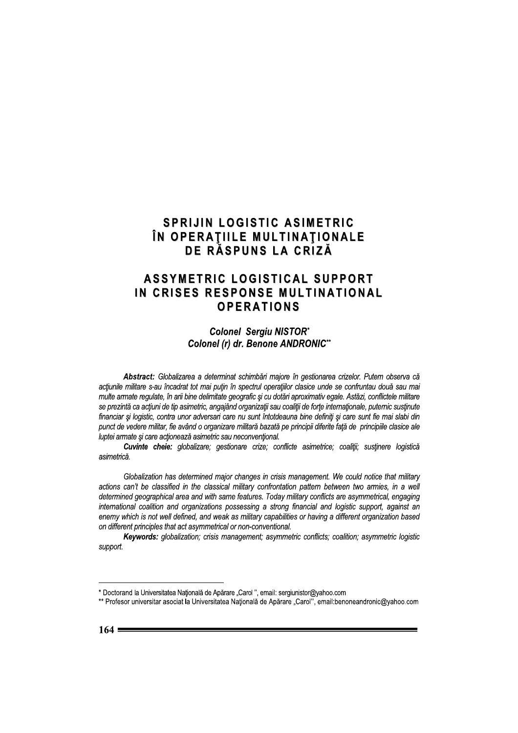# SPRIJIN LOGISTIC ASIMETRIC ÎN OPERAŢIILE MULTINAŢIONALE DE RĂSPUNS LA CRIZĂ

# ASSYMETRIC LOGISTICAL SUPPORT IN CRISES RESPONSE MULTINATIONAL OPERATIONS

***Colonel Sergiu NISTOR*[*]***
***Colonel (r) dr. Benone ANDRONIC*[**]***

***Abstract:*** *Globalizarea a determinat schimbări majore în gestionarea crizelor. Putem observa că acţiunile militare s-au încadrat tot mai puţin în spectrul operaţiilor clasice unde se confruntau două sau mai multe armate regulate, în arii bine delimitate geografic şi cu dotări aproximativ egale. Astăzi, conflictele militare se prezintă ca acţiuni de tip asimetric, angajând organizaţii sau coaliţii de forţe internaţionale, puternic susţinute financiar şi logistic, contra unor adversari care nu sunt întotdeauna bine definiţi şi care sunt fie mai slabi din punct de vedere militar, fie având o organizare militară bazată pe principii diferite faţă de principiile clasice ale luptei armate şi care acţionează asimetric sau neconvenţional.*

***Cuvinte cheie:*** *globalizare; gestionare crize; conflicte asimetrice; coaliţii; susţinere logistică asimetrică.*

*Globalization has determined major changes in crisis management. We could notice that military actions can't be classified in the classical military confrontation pattern between two armies, in a well determined geographical area and with same features. Today military conflicts are asymmetrical, engaging international coalition and organizations possessing a strong financial and logistic support, against an enemy which is not well defined, and weak as military capabilities or having a different organization based on different principles that act asymmetrical or non-conventional.*

***Keywords:*** *globalization; crisis management; asymmetric conflicts; coalition; asymmetric logistic support.*

---

[*] Doctorand la Universitatea Naţională de Apărare „Carol ", email: sergiunistor@yahoo.com

[**] Profesor universitar asociat la Universitatea Naţională de Apărare „Carol", email:benoneandronic@yahoo.com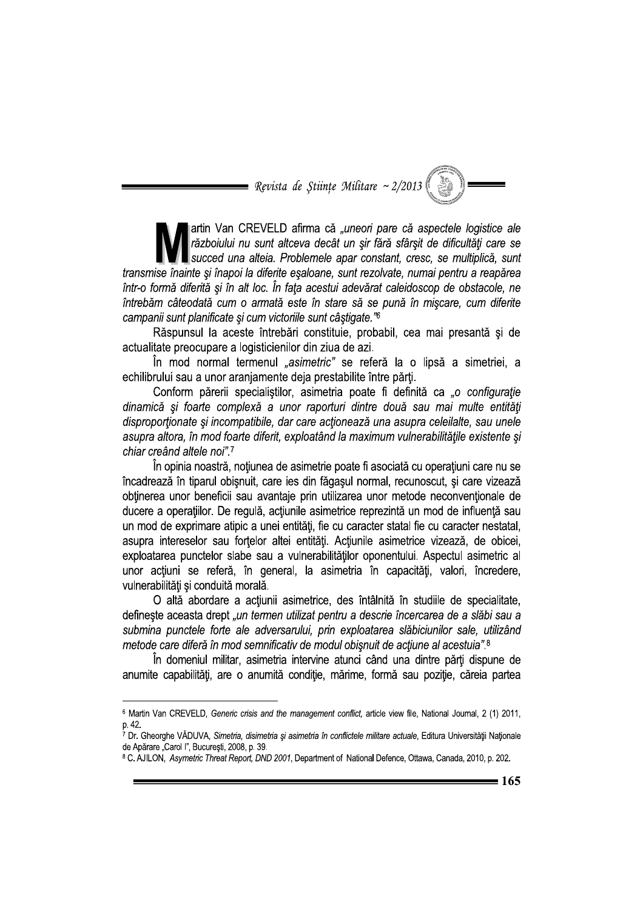Martin Van CREVELD afirma că *„uneori pare că aspectele logistice ale războiului nu sunt altceva decât un şir fără sfârşit de dificultăţi care se succed una alteia. Problemele apar constant, cresc, se multiplică, sunt transmise înainte şi înapoi la diferite eşaloane, sunt rezolvate, numai pentru a reapărea într-o formă diferită şi în alt loc. În faţa acestui adevărat caleidoscop de obstacole, ne întrebăm câteodată cum o armată este în stare să se pună în mişcare, cum diferite campanii sunt planificate şi cum victoriile sunt câştigate."*[6]

Răspunsul la aceste întrebări constituie, probabil, cea mai presantă şi de actualitate preocupare a logisticienilor din ziua de azi.

În mod normal termenul *„asimetric"* se referă la o lipsă a simetriei, a echilibrului sau a unor aranjamente deja prestabilite între părţi.

Conform părerii specialiştilor, asimetria poate fi definită ca *„o configuraţie dinamică şi foarte complexă a unor raporturi dintre două sau mai multe entităţi disproporţionate şi incompatibile, dar care acţionează una asupra celeilalte, sau unele asupra altora, în mod foarte diferit, exploatând la maximum vulnerabilităţile existente şi chiar creând altele noi"*.[7]

În opinia noastră, noţiunea de asimetrie poate fi asociată cu operaţiuni care nu se încadrează în tiparul obişnuit, care ies din făgaşul normal, recunoscut, şi care vizează obţinerea unor beneficii sau avantaje prin utilizarea unor metode neconvenţionale de ducere a operaţiilor. De regulă, acţiunile asimetrice reprezintă un mod de influenţă sau un mod de exprimare atipic a unei entităţi, fie cu caracter statal fie cu caracter nestatal, asupra intereselor sau forţelor altei entităţi. Acţiunile asimetrice vizează, de obicei, exploatarea punctelor slabe sau a vulnerabilităţilor oponentului. Aspectul asimetric al unor acţiuni se referă, în general, la asimetria în capacităţi, valori, încredere, vulnerabilităţi şi conduită morală.

O altă abordare a acţiunii asimetrice, des întâlnită în studiile de specialitate, defineşte aceasta drept *„un termen utilizat pentru a descrie încercarea de a slăbi sau a submina punctele forte ale adversarului, prin exploatarea slăbiciunilor sale, utilizând metode care diferă în mod semnificativ de modul obişnuit de acţiune al acestuia"*.[8]

În domeniul militar, asimetria intervine atunci când una dintre părţi dispune de anumite capabilităţi, are o anumită condiţie, mărime, formă sau poziţie, căreia partea

---

[6] Martin Van CREVELD, *Generic crisis and the management conflict*, article view file, National Journal, 2 (1) 2011, p. 42.

[7] Dr. Gheorghe VĂDUVA, *Simetria, disimetria şi asimetria în conflictele militare actuale*, Editura Universităţii Naţionale de Apărare „Carol I", Bucureşti, 2008, p. 39.

[8] C. AJILON, *Asymetric Threat Report, DND 2001*, Department of National Defence, Ottawa, Canada, 2010, p. 202.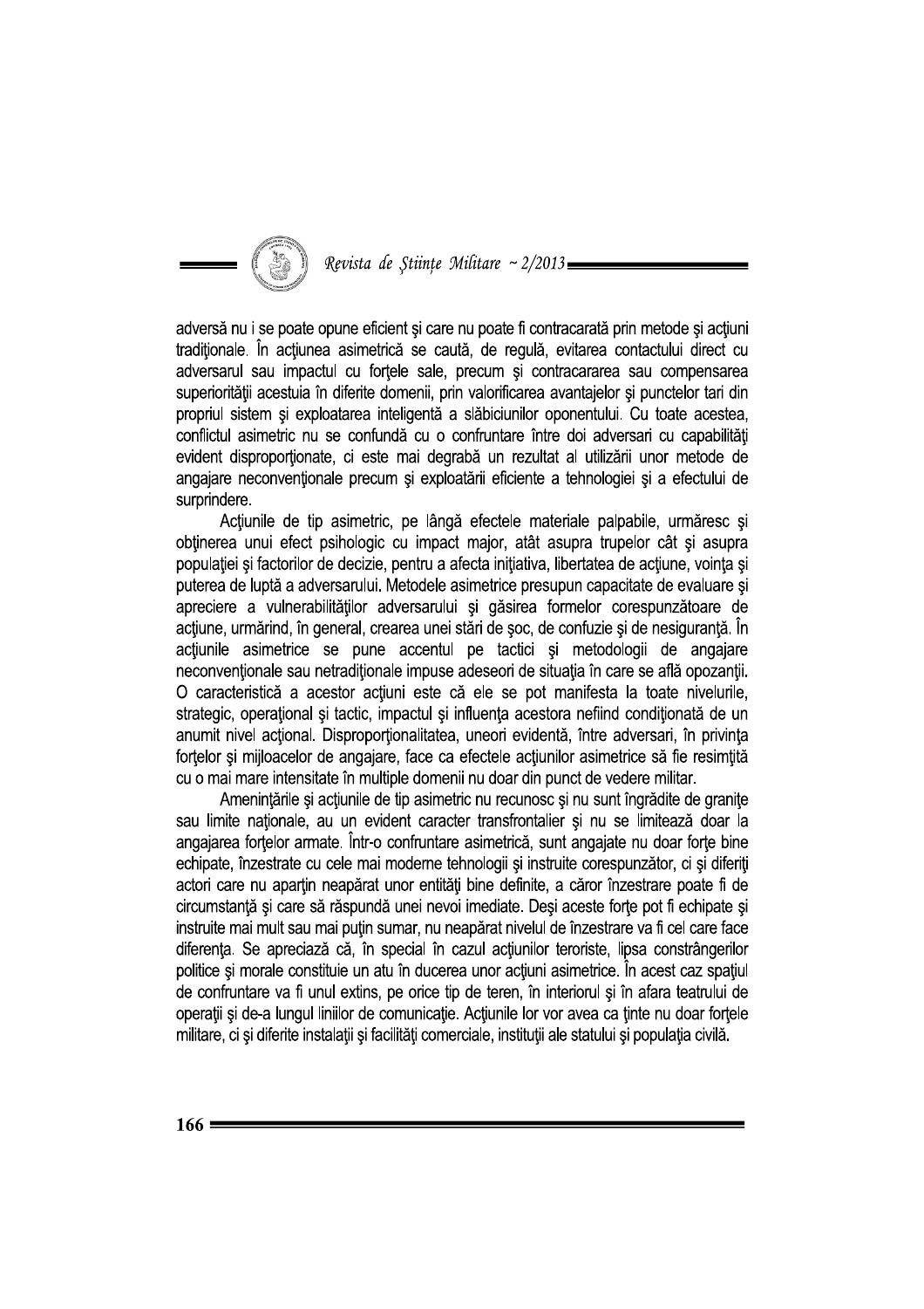adversă nu i se poate opune eficient şi care nu poate fi contracarată prin metode şi acţiuni tradiţionale. În acţiunea asimetrică se caută, de regulă, evitarea contactului direct cu adversarul sau impactul cu forţele sale, precum şi contracararea sau compensarea superiorităţii acestuia în diferite domenii, prin valorificarea avantajelor şi punctelor tari din propriul sistem şi exploatarea inteligentă a slăbiciunilor oponentului. Cu toate acestea, conflictul asimetric nu se confundă cu o confruntare între doi adversari cu capabilităţi evident disproporţionate, ci este mai degrabă un rezultat al utilizării unor metode de angajare neconvenţionale precum şi exploatării eficiente a tehnologiei şi a efectului de surprindere.

Acţiunile de tip asimetric, pe lângă efectele materiale palpabile, urmăresc şi obţinerea unui efect psihologic cu impact major, atât asupra trupelor cât şi asupra populaţiei şi factorilor de decizie, pentru a afecta iniţiativa, libertatea de acţiune, voinţa şi puterea de luptă a adversarului. Metodele asimetrice presupun capacitate de evaluare şi apreciere a vulnerabilităţilor adversarului şi găsirea formelor corespunzătoare de acţiune, urmărind, în general, crearea unei stări de şoc, de confuzie şi de nesiguranţă. În acţiunile asimetrice se pune accentul pe tactici şi metodologii de angajare neconvenţionale sau netradiţionale impuse adeseori de situaţia în care se află opozanţii. O caracteristică a acestor acţiuni este că ele se pot manifesta la toate nivelurile, strategic, operaţional şi tactic, impactul şi influenţa acestora nefiind condiţionată de un anumit nivel acţional. Disproporţionalitatea, uneori evidentă, între adversari, în privinţa forţelor şi mijloacelor de angajare, face ca efectele acţiunilor asimetrice să fie resimţită cu o mai mare intensitate în multiple domenii nu doar din punct de vedere militar.

Ameninţările şi acţiunile de tip asimetric nu recunosc şi nu sunt îngrădite de graniţe sau limite naţionale, au un evident caracter transfrontalier şi nu se limitează doar la angajarea forţelor armate. Într-o confruntare asimetrică, sunt angajate nu doar forţe bine echipate, înzestrate cu cele mai moderne tehnologii şi instruite corespunzător, ci şi diferiţi actori care nu aparţin neapărat unor entităţi bine definite, a căror înzestrare poate fi de circumstanţă şi care să răspundă unei nevoi imediate. Deşi aceste forţe pot fi echipate şi instruite mai mult sau mai puţin sumar, nu neapărat nivelul de înzestrare va fi cel care face diferenţa. Se apreciază că, în special în cazul acţiunilor teroriste, lipsa constrângerilor politice şi morale constituie un atu în ducerea unor acţiuni asimetrice. În acest caz spaţiul de confruntare va fi unul extins, pe orice tip de teren, în interiorul şi în afara teatrului de operaţii şi de-a lungul liniilor de comunicaţie. Acţiunile lor vor avea ca ţinte nu doar forţele militare, ci şi diferite instalaţii şi facilităţi comerciale, instituţii ale statului şi populaţia civilă.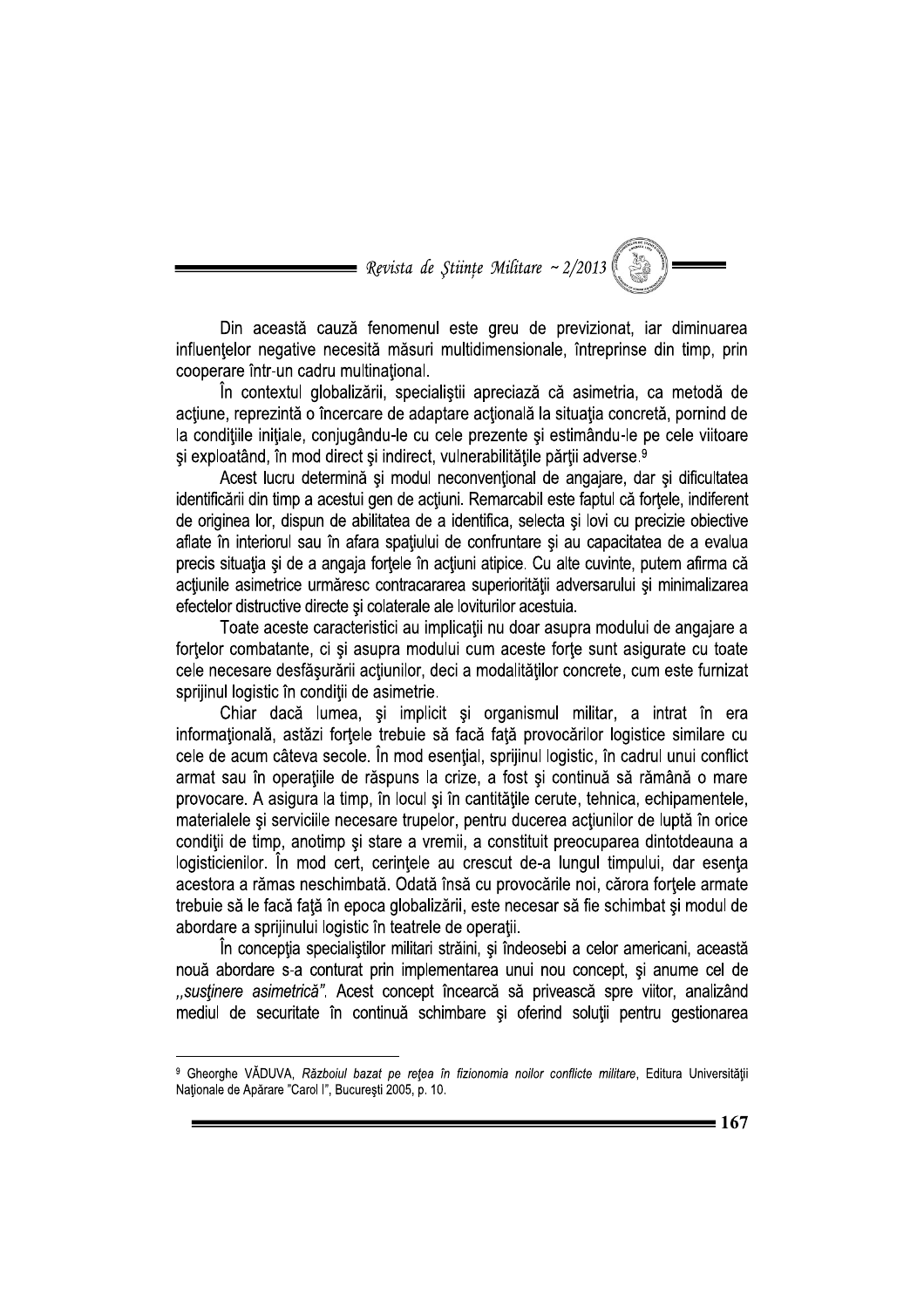Din această cauză fenomenul este greu de previzionat, iar diminuarea influenţelor negative necesită măsuri multidimensionale, întreprinse din timp, prin cooperare într-un cadru multinaţional.

În contextul globalizării, specialiştii apreciază că asimetria, ca metodă de acţiune, reprezintă o încercare de adaptare acţională la situaţia concretă, pornind de la condiţiile iniţiale, conjugându-le cu cele prezente şi estimându-le pe cele viitoare şi exploatând, în mod direct şi indirect, vulnerabilităţile părţii adverse.[9]

Acest lucru determină şi modul neconvenţional de angajare, dar şi dificultatea identificării din timp a acestui gen de acţiuni. Remarcabil este faptul că forţele, indiferent de originea lor, dispun de abilitatea de a identifica, selecta şi lovi cu precizie obiective aflate în interiorul sau în afara spaţiului de confruntare şi au capacitatea de a evalua precis situaţia şi de a angaja forţele în acţiuni atipice. Cu alte cuvinte, putem afirma că acţiunile asimetrice urmăresc contracararea superiorităţii adversarului şi minimalizarea efectelor distructive directe şi colaterale ale loviturilor acestuia.

Toate aceste caracteristici au implicaţii nu doar asupra modului de angajare a forţelor combatante, ci şi asupra modului cum aceste forţe sunt asigurate cu toate cele necesare desfăşurării acţiunilor, deci a modalităţilor concrete, cum este furnizat sprijinul logistic în condiţii de asimetrie.

Chiar dacă lumea, şi implicit şi organismul militar, a intrat în era informaţională, astăzi forţele trebuie să facă faţă provocărilor logistice similare cu cele de acum câteva secole. În mod esenţial, sprijinul logistic, în cadrul unui conflict armat sau în operaţiile de răspuns la crize, a fost şi continuă să rămână o mare provocare. A asigura la timp, în locul şi în cantităţile cerute, tehnica, echipamentele, materialele şi serviciile necesare trupelor, pentru ducerea acţiunilor de luptă în orice condiţii de timp, anotimp şi stare a vremii, a constituit preocuparea dintotdeauna a logisticienilor. În mod cert, cerinţele au crescut de-a lungul timpului, dar esenţa acestora a rămas neschimbată. Odată însă cu provocările noi, cărora forţele armate trebuie să le facă faţă în epoca globalizării, este necesar să fie schimbat şi modul de abordare a sprijinului logistic în teatrele de operaţii.

În concepţia specialiştilor militari străini, şi îndeosebi a celor americani, această nouă abordare s-a conturat prin implementarea unui nou concept, şi anume cel de *„susţinere asimetrică"*. Acest concept încearcă să privească spre viitor, analizând mediul de securitate în continuă schimbare şi oferind soluţii pentru gestionarea

---

[9] Gheorghe VĂDUVA, *Războiul bazat pe reţea în fizionomia noilor conflicte militare*, Editura Universităţii Naţionale de Apărare "Carol I", Bucureşti 2005, p. 10.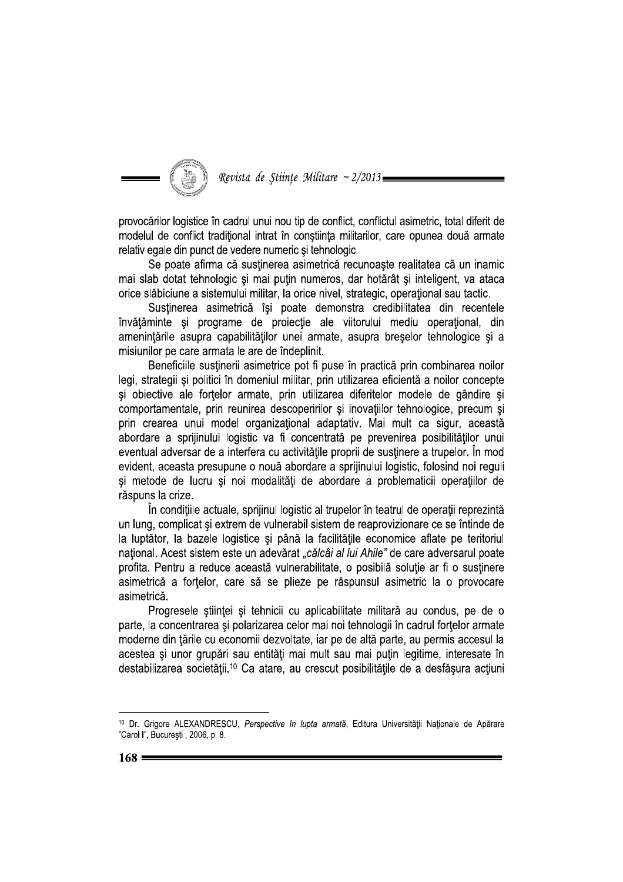provocărilor logistice în cadrul unui nou tip de conflict, conflictul asimetric, total diferit de modelul de conflict tradiţional intrat în conştiinţa militarilor, care opunea două armate relativ egale din punct de vedere numeric şi tehnologic.

Se poate afirma că susţinerea asimetrică recunoaşte realitatea că un inamic mai slab dotat tehnologic şi mai puţin numeros, dar hotărât şi inteligent, va ataca orice slăbiciune a sistemului militar, la orice nivel, strategic, operaţional sau tactic.

Susţinerea asimetrică îşi poate demonstra credibilitatea din recentele învăţăminte şi programe de proiecţie ale viitorului mediu operaţional, din ameninţările asupra capabilităţilor unei armate, asupra breşelor tehnologice şi a misiunilor pe care armata le are de îndeplinit.

Beneficiile susţinerii asimetrice pot fi puse în practică prin combinarea noilor legi, strategii şi politici în domeniul militar, prin utilizarea eficientă a noilor concepte şi obiective ale forţelor armate, prin utilizarea diferitelor modele de gândire şi comportamentale, prin reunirea descoperirilor şi inovaţiilor tehnologice, precum şi prin crearea unui model organizaţional adaptativ. Mai mult ca sigur, această abordare a sprijinului logistic va fi concentrată pe prevenirea posibilităţilor unui eventual adversar de a interfera cu activităţile proprii de susţinere a trupelor. În mod evident, aceasta presupune o nouă abordare a sprijinului logistic, folosind noi reguli şi metode de lucru şi noi modalităţi de abordare a problematicii operaţiilor de răspuns la crize.

În condiţiile actuale, sprijinul logistic al trupelor în teatrul de operaţii reprezintă un lung, complicat şi extrem de vulnerabil sistem de reaprovizionare ce se întinde de la luptător, la bazele logistice şi până la facilităţile economice aflate pe teritoriul naţional. Acest sistem este un adevărat *„călcâi al lui Ahile"* de care adversarul poate profita. Pentru a reduce această vulnerabilitate, o posibilă soluţie ar fi o susţinere asimetrică a forţelor, care să se plieze pe răspunsul asimetric la o provocare asimetrică.

Progresele ştiinţei şi tehnicii cu aplicabilitate militară au condus, pe de o parte, la concentrarea şi polarizarea celor mai noi tehnologii în cadrul forţelor armate moderne din ţările cu economii dezvoltate, iar pe de altă parte, au permis accesul la acestea şi unor grupări sau entităţi mai mult sau mai puţin legitime, interesate în destabilizarea societăţii.[10] Ca atare, au crescut posibilităţile de a desfăşura acţiuni

---

[10] Dr. Grigore ALEXANDRESCU, *Perspective în lupta armată*, Editura Universităţii Naţionale de Apărare "Carol I", Bucureşti , 2006, p. 8.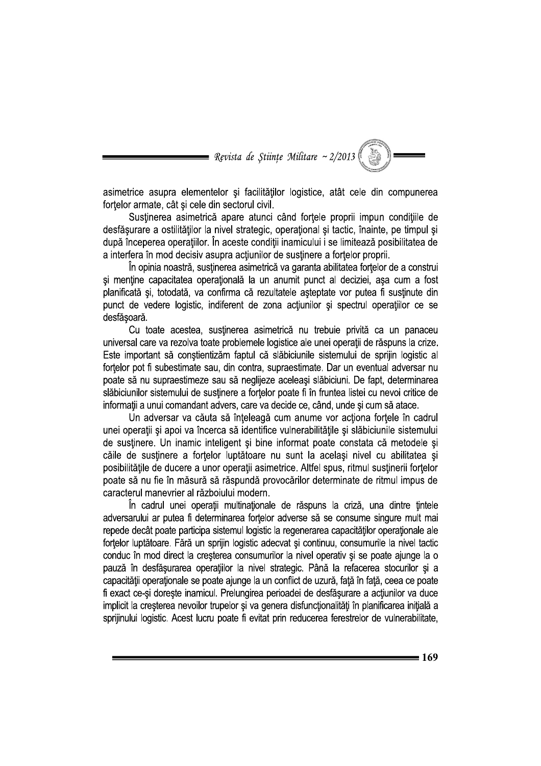asimetrice asupra elementelor şi facilităţilor logistice, atât cele din compunerea forţelor armate, cât şi cele din sectorul civil.

Susţinerea asimetrică apare atunci când forţele proprii impun condiţiile de desfăşurare a ostilităţilor la nivel strategic, operaţional şi tactic, înainte, pe timpul şi după începerea operaţiilor. În aceste condiţii inamicului i se limitează posibilitatea de a interfera în mod decisiv asupra acţiunilor de susţinere a forţelor proprii.

În opinia noastră, susţinerea asimetrică va garanta abilitatea forţelor de a construi şi menţine capacitatea operaţională la un anumit punct al deciziei, aşa cum a fost planificată şi, totodată, va confirma că rezultatele aşteptate vor putea fi susţinute din punct de vedere logistic, indiferent de zona acţiunilor şi spectrul operaţiilor ce se desfăşoară.

Cu toate acestea, susţinerea asimetrică nu trebuie privită ca un panaceu universal care va rezolva toate problemele logistice ale unei operaţii de răspuns la crize. Este important să conştientizăm faptul că slăbiciunile sistemului de sprijin logistic al forţelor pot fi subestimate sau, din contra, supraestimate. Dar un eventual adversar nu poate să nu supraestimeze sau să neglijeze aceleaşi slăbiciuni. De fapt, determinarea slăbiciunilor sistemului de susţinere a forţelor poate fi în fruntea listei cu nevoi critice de informaţii a unui comandant advers, care va decide ce, când, unde şi cum să atace.

Un adversar va căuta să înţeleagă cum anume vor acţiona forţele în cadrul unei operaţii şi apoi va încerca să identifice vulnerabilităţile şi slăbiciunile sistemului de susţinere. Un inamic inteligent şi bine informat poate constata că metodele şi căile de susţinere a forţelor luptătoare nu sunt la acelaşi nivel cu abilitatea şi posibilităţile de ducere a unor operaţii asimetrice. Altfel spus, ritmul susţinerii forţelor poate să nu fie în măsură să răspundă provocărilor determinate de ritmul impus de caracterul manevrier al războiului modern.

În cadrul unei operaţii multinaţionale de răspuns la criză, una dintre ţintele adversarului ar putea fi determinarea forţelor adverse să se consume singure mult mai repede decât poate participa sistemul logistic la regenerarea capacităţilor operaţionale ale forţelor luptătoare. Fără un sprijin logistic adecvat şi continuu, consumurile la nivel tactic conduc în mod direct la creşterea consumurilor la nivel operativ şi se poate ajunge la o pauză în desfăşurarea operaţiilor la nivel strategic. Până la refacerea stocurilor şi a capacităţii operaţionale se poate ajunge la un conflict de uzură, faţă în faţă, ceea ce poate fi exact ce-şi doreşte inamicul. Prelungirea perioadei de desfăşurare a acţiunilor va duce implicit la creşterea nevoilor trupelor şi va genera disfuncţionalităţi în planificarea iniţială a sprijinului logistic. Acest lucru poate fi evitat prin reducerea ferestrelor de vulnerabilitate,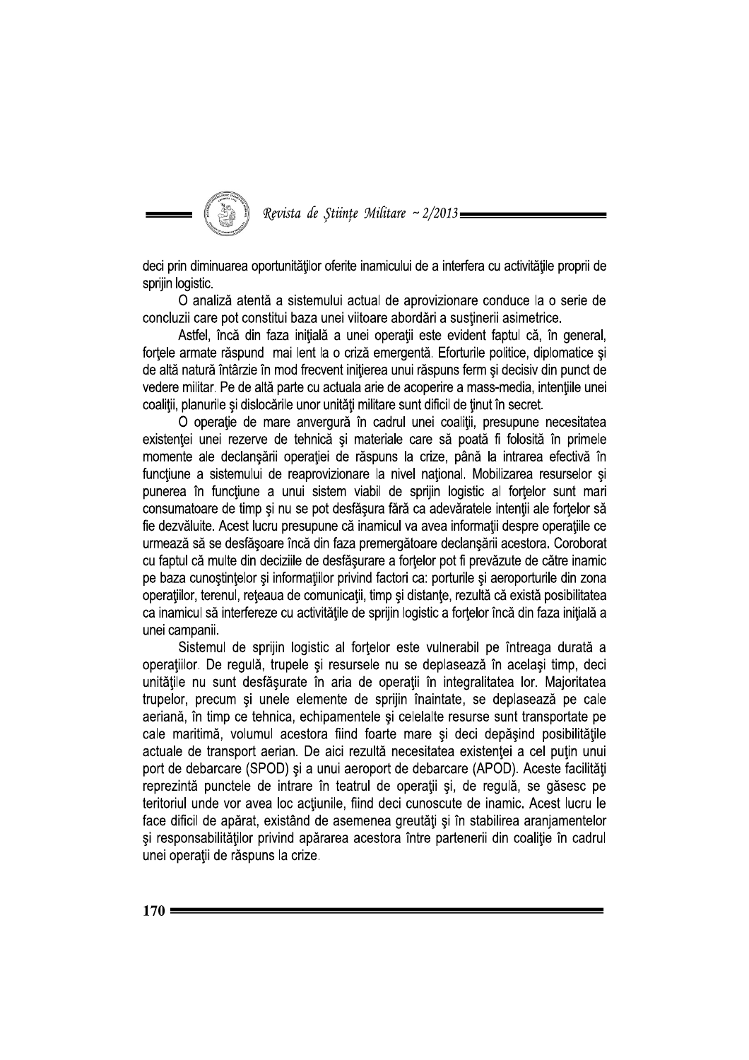deci prin diminuarea oportunităţilor oferite inamicului de a interfera cu activităţile proprii de sprijin logistic.

O analiză atentă a sistemului actual de aprovizionare conduce la o serie de concluzii care pot constitui baza unei viitoare abordări a susţinerii asimetrice.

Astfel, încă din faza iniţială a unei operaţii este evident faptul că, în general, forţele armate răspund mai lent la o criză emergentă. Eforturile politice, diplomatice şi de altă natură întârzie în mod frecvent iniţierea unui răspuns ferm şi decisiv din punct de vedere militar. Pe de altă parte cu actuala arie de acoperire a mass-media, intenţiile unei coaliţii, planurile şi dislocările unor unităţi militare sunt dificil de ţinut în secret.

O operaţie de mare anvergură în cadrul unei coaliţii, presupune necesitatea existenţei unei rezerve de tehnică şi materiale care să poată fi folosită în primele momente ale declanşării operaţiei de răspuns la crize, până la intrarea efectivă în funcţiune a sistemului de reaprovizionare la nivel naţional. Mobilizarea resurselor şi punerea în funcţiune a unui sistem viabil de sprijin logistic al forţelor sunt mari consumatoare de timp şi nu se pot desfăşura fără ca adevăratele intenţii ale forţelor să fie dezvăluite. Acest lucru presupune că inamicul va avea informaţii despre operaţiile ce urmează să se desfăşoare încă din faza premergătoare declanşării acestora. Coroborat cu faptul că multe din deciziile de desfăşurare a forţelor pot fi prevăzute de către inamic pe baza cunoştinţelor şi informaţiilor privind factori ca: porturile şi aeroporturile din zona operaţiilor, terenul, reţeaua de comunicaţii, timp şi distanţe, rezultă că există posibilitatea ca inamicul să interfereze cu activităţile de sprijin logistic a forţelor încă din faza iniţială a unei campanii.

Sistemul de sprijin logistic al forţelor este vulnerabil pe întreaga durată a operaţiilor. De regulă, trupele şi resursele nu se deplasează în acelaşi timp, deci unităţile nu sunt desfăşurate în aria de operaţii în integralitatea lor. Majoritatea trupelor, precum şi unele elemente de sprijin înaintate, se deplasează pe cale aeriană, în timp ce tehnica, echipamentele şi celelalte resurse sunt transportate pe cale maritimă, volumul acestora fiind foarte mare şi deci depăşind posibilităţile actuale de transport aerian. De aici rezultă necesitatea existenţei a cel puţin unui port de debarcare (SPOD) şi a unui aeroport de debarcare (APOD). Aceste facilităţi reprezintă punctele de intrare în teatrul de operaţii şi, de regulă, se găsesc pe teritoriul unde vor avea loc acţiunile, fiind deci cunoscute de inamic. Acest lucru le face dificil de apărat, existând de asemenea greutăţi şi în stabilirea aranjamentelor şi responsabilităţilor privind apărarea acestora între partenerii din coaliţie în cadrul unei operaţii de răspuns la crize.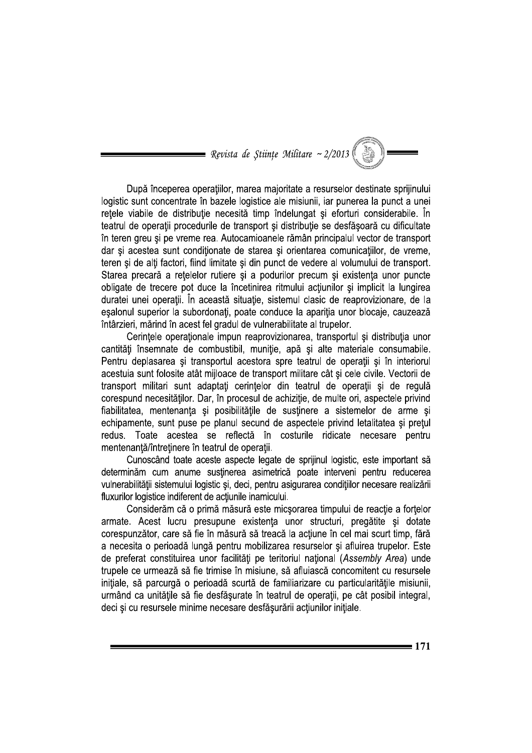După începerea operaţiilor, marea majoritate a resurselor destinate sprijinului logistic sunt concentrate în bazele logistice ale misiunii, iar punerea la punct a unei reţele viabile de distribuţie necesită timp îndelungat şi eforturi considerabile. În teatrul de operaţii procedurile de transport şi distribuţie se desfăşoară cu dificultate în teren greu şi pe vreme rea. Autocamioanele rămân principalul vector de transport dar şi acestea sunt condiţionate de starea şi orientarea comunicaţiilor, de vreme, teren şi de alţi factori, fiind limitate şi din punct de vedere al volumului de transport. Starea precară a reţelelor rutiere şi a podurilor precum şi existenţa unor puncte obligate de trecere pot duce la încetinirea ritmului acţiunilor şi implicit la lungirea duratei unei operaţii. În această situaţie, sistemul clasic de reaprovizionare, de la eşalonul superior la subordonaţi, poate conduce la apariţia unor blocaje, cauzează întârzieri, mărind în acest fel gradul de vulnerabilitate al trupelor.

Cerinţele operaţionale impun reaprovizionarea, transportul şi distribuţia unor cantităţi însemnate de combustibil, muniţie, apă şi alte materiale consumabile. Pentru deplasarea şi transportul acestora spre teatrul de operaţii şi în interiorul acestuia sunt folosite atât mijloace de transport militare cât şi cele civile. Vectorii de transport militari sunt adaptaţi cerinţelor din teatrul de operaţii şi de regulă corespund necesităţilor. Dar, în procesul de achiziţie, de multe ori, aspectele privind fiabilitatea, mentenanţa şi posibilităţile de susţinere a sistemelor de arme şi echipamente, sunt puse pe planul secund de aspectele privind letalitatea şi preţul redus. Toate acestea se reflectă în costurile ridicate necesare pentru mentenanţă/întreţinere în teatrul de operaţii.

Cunoscând toate aceste aspecte legate de sprijinul logistic, este important să determinăm cum anume susţinerea asimetrică poate interveni pentru reducerea vulnerabilităţii sistemului logistic şi, deci, pentru asigurarea condiţiilor necesare realizării fluxurilor logistice indiferent de acţiunile inamicului.

Considerăm că o primă măsură este micşorarea timpului de reacţie a forţelor armate. Acest lucru presupune existenţa unor structuri, pregătite şi dotate corespunzător, care să fie în măsură să treacă la acţiune în cel mai scurt timp, fără a necesita o perioadă lungă pentru mobilizarea resurselor şi afluirea trupelor. Este de preferat constituirea unor facilităţi pe teritoriul naţional (*Assembly Area*) unde trupele ce urmează să fie trimise în misiune, să afluiască concomitent cu resursele iniţiale, să parcurgă o perioadă scurtă de familiarizare cu particularităţile misiunii, urmând ca unităţile să fie desfăşurate în teatrul de operaţii, pe cât posibil integral, deci şi cu resursele minime necesare desfăşurării acţiunilor iniţiale.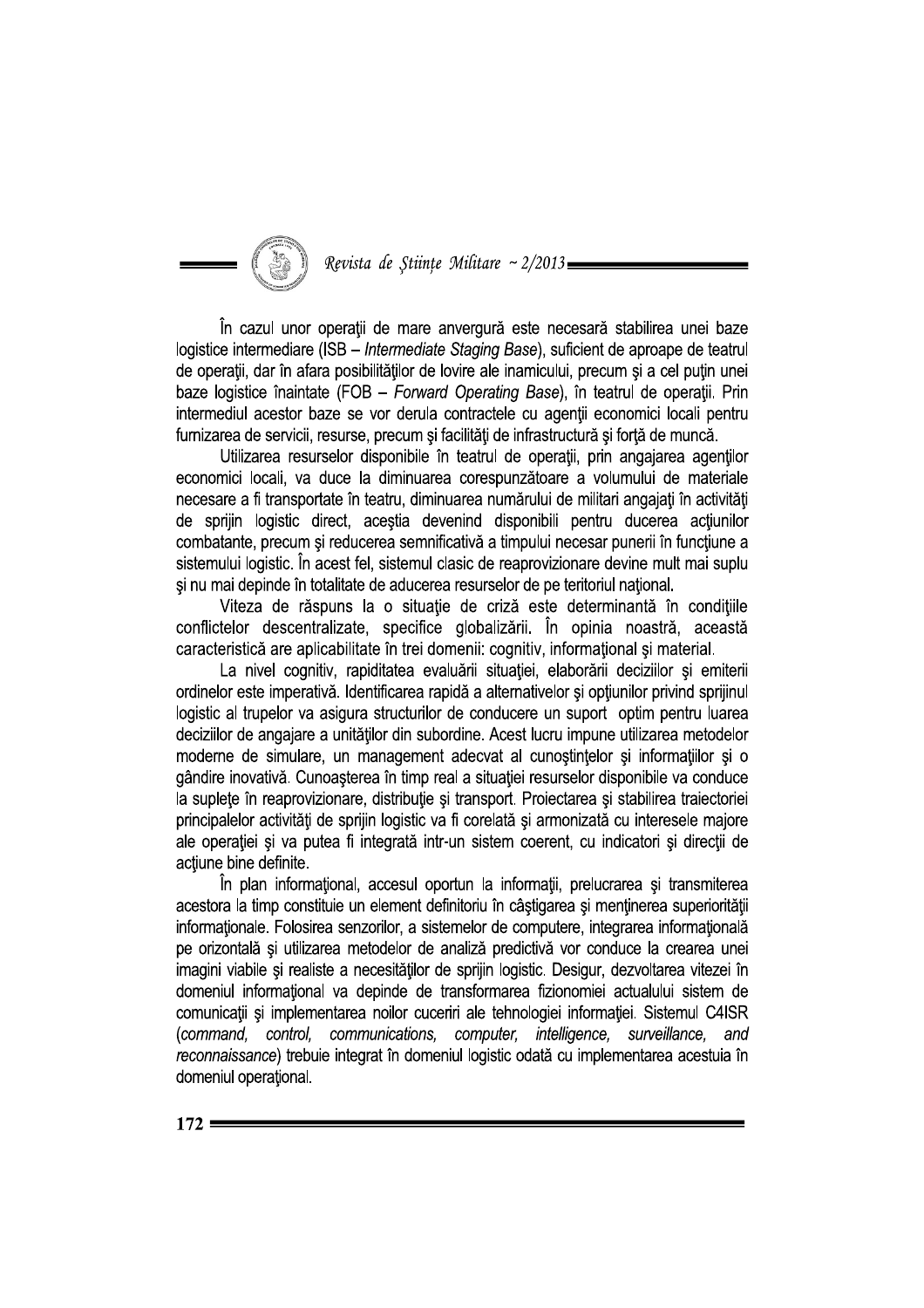În cazul unor operaţii de mare anvergură este necesară stabilirea unei baze logistice intermediare (ISB – *Intermediate Staging Base*), suficient de aproape de teatrul de operaţii, dar în afara posibilităţilor de lovire ale inamicului, precum şi a cel puţin unei baze logistice înaintate (FOB – *Forward Operating Base*), în teatrul de operaţii. Prin intermediul acestor baze se vor derula contractele cu agenţii economici locali pentru furnizarea de servicii, resurse, precum şi facilităţi de infrastructură şi forţă de muncă.

Utilizarea resurselor disponibile în teatrul de operaţii, prin angajarea agenţilor economici locali, va duce la diminuarea corespunzătoare a volumului de materiale necesare a fi transportate în teatru, diminuarea numărului de militari angajaţi în activităţi de sprijin logistic direct, aceştia devenind disponibili pentru ducerea acţiunilor combatante, precum şi reducerea semnificativă a timpului necesar punerii în funcţiune a sistemului logistic. În acest fel, sistemul clasic de reaprovizionare devine mult mai suplu şi nu mai depinde în totalitate de aducerea resurselor de pe teritoriul naţional.

Viteza de răspuns la o situaţie de criză este determinantă în condiţiile conflictelor descentralizate, specifice globalizării. În opinia noastră, această caracteristică are aplicabilitate în trei domenii: cognitiv, informaţional şi material.

La nivel cognitiv, rapiditatea evaluării situaţiei, elaborării deciziilor şi emiterii ordinelor este imperativă. Identificarea rapidă a alternativelor şi opţiunilor privind sprijinul logistic al trupelor va asigura structurilor de conducere un suport optim pentru luarea deciziilor de angajare a unităţilor din subordine. Acest lucru impune utilizarea metodelor moderne de simulare, un management adecvat al cunoştinţelor şi informaţiilor şi o gândire inovativă. Cunoaşterea în timp real a situaţiei resurselor disponibile va conduce la supleţe în reaprovizionare, distribuţie şi transport. Proiectarea şi stabilirea traiectoriei principalelor activităţi de sprijin logistic va fi corelată şi armonizată cu interesele majore ale operaţiei şi va putea fi integrată într-un sistem coerent, cu indicatori şi direcţii de acţiune bine definite.

În plan informaţional, accesul oportun la informaţii, prelucrarea şi transmiterea acestora la timp constituie un element definitoriu în câştigarea şi menţinerea superiorităţii informaţionale. Folosirea senzorilor, a sistemelor de computere, integrarea informaţională pe orizontală şi utilizarea metodelor de analiză predictivă vor conduce la crearea unei imagini viabile şi realiste a necesităţilor de sprijin logistic. Desigur, dezvoltarea vitezei în domeniul informaţional va depinde de transformarea fizionomiei actualului sistem de comunicaţii şi implementarea noilor cuceriri ale tehnologiei informaţiei. Sistemul C4ISR (*command, control, communications, computer, intelligence, surveillance, and reconnaissance*) trebuie integrat în domeniul logistic odată cu implementarea acestuia în domeniul operaţional.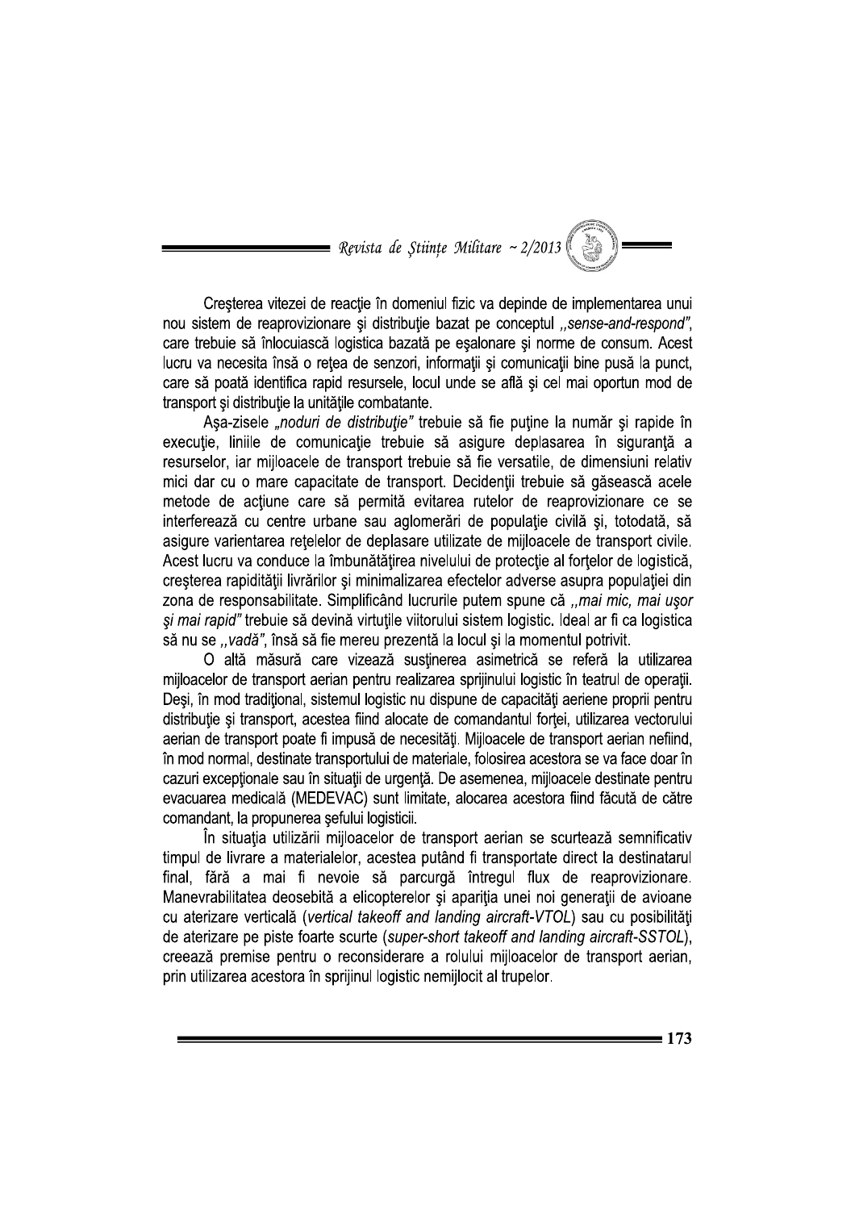Creşterea vitezei de reacţie în domeniul fizic va depinde de implementarea unui nou sistem de reaprovizionare şi distribuţie bazat pe conceptul *,,sense-and-respond"*, care trebuie să înlocuiască logistica bazată pe eşalonare şi norme de consum. Acest lucru va necesita însă o reţea de senzori, informaţii şi comunicaţii bine pusă la punct, care să poată identifica rapid resursele, locul unde se află şi cel mai oportun mod de transport şi distribuţie la unităţile combatante.

Aşa-zisele *„noduri de distribuţie"* trebuie să fie puţine la număr şi rapide în execuţie, liniile de comunicaţie trebuie să asigure deplasarea în siguranţă a resurselor, iar mijloacele de transport trebuie să fie versatile, de dimensiuni relativ mici dar cu o mare capacitate de transport. Decidenţii trebuie să găsească acele metode de acţiune care să permită evitarea rutelor de reaprovizionare ce se interferează cu centre urbane sau aglomerări de populaţie civilă şi, totodată, să asigure varientarea reţelelor de deplasare utilizate de mijloacele de transport civile. Acest lucru va conduce la îmbunătăţirea nivelului de protecţie al forţelor de logistică, creşterea rapidităţii livrărilor şi minimalizarea efectelor adverse asupra populaţiei din zona de responsabilitate. Simplificând lucrurile putem spune că *,,mai mic, mai uşor şi mai rapid"* trebuie să devină virtuţile viitorului sistem logistic. Ideal ar fi ca logistica să nu se *,,vadă"*, însă să fie mereu prezentă la locul şi la momentul potrivit.

O altă măsură care vizează susţinerea asimetrică se referă la utilizarea mijloacelor de transport aerian pentru realizarea sprijinului logistic în teatrul de operaţii. Deşi, în mod tradiţional, sistemul logistic nu dispune de capacităţi aeriene proprii pentru distribuţie şi transport, acestea fiind alocate de comandantul forţei, utilizarea vectorului aerian de transport poate fi impusă de necesităţi. Mijloacele de transport aerian nefiind, în mod normal, destinate transportului de materiale, folosirea acestora se va face doar în cazuri excepţionale sau în situaţii de urgenţă. De asemenea, mijloacele destinate pentru evacuarea medicală (MEDEVAC) sunt limitate, alocarea acestora fiind făcută de către comandant, la propunerea şefului logisticii.

În situaţia utilizării mijloacelor de transport aerian se scurtează semnificativ timpul de livrare a materialelor, acestea putând fi transportate direct la destinatarul final, fără a mai fi nevoie să parcurgă întregul flux de reaprovizionare. Manevrabilitatea deosebită a elicopterelor şi apariţia unei noi generaţii de avioane cu aterizare verticală (*vertical takeoff and landing aircraft-VTOL*) sau cu posibilităţi de aterizare pe piste foarte scurte (*super-short takeoff and landing aircraft-SSTOL*), creează premise pentru o reconsiderare a rolului mijloacelor de transport aerian, prin utilizarea acestora în sprijinul logistic nemijlocit al trupelor.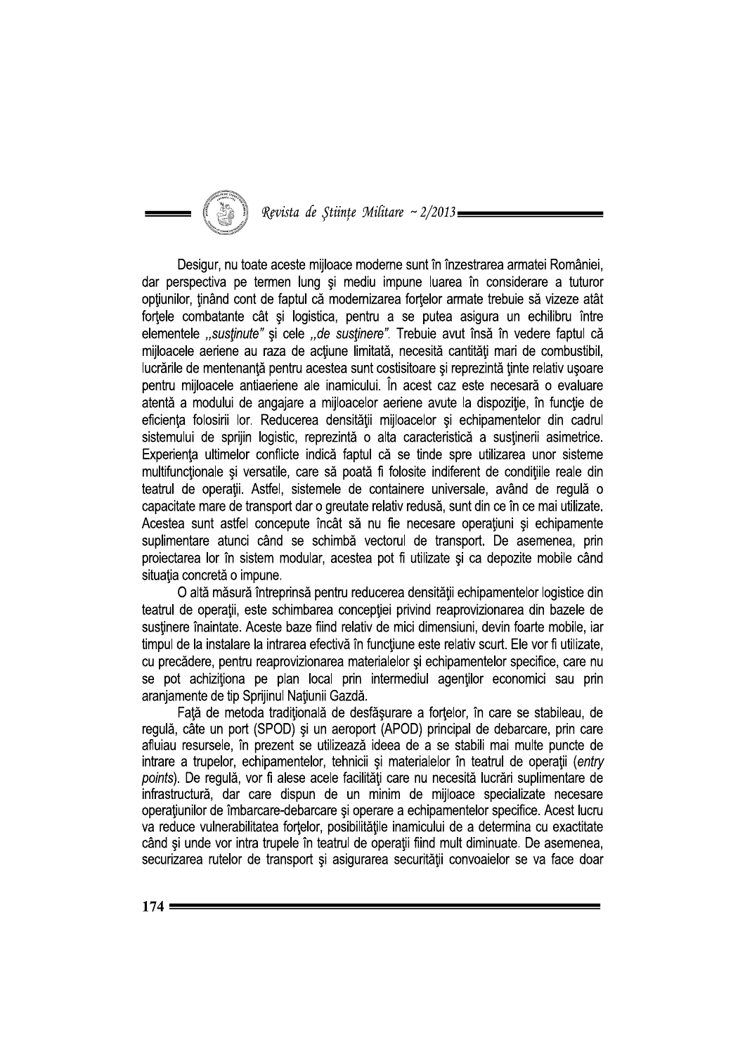Desigur, nu toate aceste mijloace moderne sunt în înzestrarea armatei României, dar perspectiva pe termen lung şi mediu impune luarea în considerare a tuturor opţiunilor, ţinând cont de faptul că modernizarea forţelor armate trebuie să vizeze atât forţele combatante cât şi logistica, pentru a se putea asigura un echilibru între elementele *„susţinute"* şi cele *„de susţinere"*. Trebuie avut însă în vedere faptul că mijloacele aeriene au raza de acţiune limitată, necesită cantităţi mari de combustibil, lucrările de mentenanţă pentru acestea sunt costisitoare şi reprezintă ţinte relativ uşoare pentru mijloacele antiaeriene ale inamicului. În acest caz este necesară o evaluare atentă a modului de angajare a mijloacelor aeriene avute la dispoziţie, în funcţie de eficienţa folosirii lor. Reducerea densităţii mijloacelor şi echipamentelor din cadrul sistemului de sprijin logistic, reprezintă o alta caracteristică a susţinerii asimetrice. Experienţa ultimelor conflicte indică faptul că se tinde spre utilizarea unor sisteme multifuncţionale şi versatile, care să poată fi folosite indiferent de condiţiile reale din teatrul de operaţii. Astfel, sistemele de containere universale, având de regulă o capacitate mare de transport dar o greutate relativ redusă, sunt din ce în ce mai utilizate. Acestea sunt astfel concepute încât să nu fie necesare operaţiuni şi echipamente suplimentare atunci când se schimbă vectorul de transport. De asemenea, prin proiectarea lor în sistem modular, acestea pot fi utilizate şi ca depozite mobile când situaţia concretă o impune.

O altă măsură întreprinsă pentru reducerea densităţii echipamentelor logistice din teatrul de operaţii, este schimbarea concepţiei privind reaprovizionarea din bazele de susţinere înaintate. Aceste baze fiind relativ de mici dimensiuni, devin foarte mobile, iar timpul de la instalare la intrarea efectivă în funcţiune este relativ scurt. Ele vor fi utilizate, cu precădere, pentru reaprovizionarea materialelor şi echipamentelor specifice, care nu se pot achiziţiona pe plan local prin intermediul agenţilor economici sau prin aranjamente de tip Sprijinul Naţiunii Gazdă.

Faţă de metoda tradiţională de desfăşurare a forţelor, în care se stabileau, de regulă, câte un port (SPOD) şi un aeroport (APOD) principal de debarcare, prin care afluiau resursele, în prezent se utilizează ideea de a se stabili mai multe puncte de intrare a trupelor, echipamentelor, tehnicii şi materialelor în teatrul de operaţii (*entry points*). De regulă, vor fi alese acele facilităţi care nu necesită lucrări suplimentare de infrastructură, dar care dispun de un minim de mijloace specializate necesare operaţiunilor de îmbarcare-debarcare şi operare a echipamentelor specifice. Acest lucru va reduce vulnerabilitatea forţelor, posibilităţile inamicului de a determina cu exactitate când şi unde vor intra trupele în teatrul de operaţii fiind mult diminuate. De asemenea, securizarea rutelor de transport şi asigurarea securităţii convoaielor se va face doar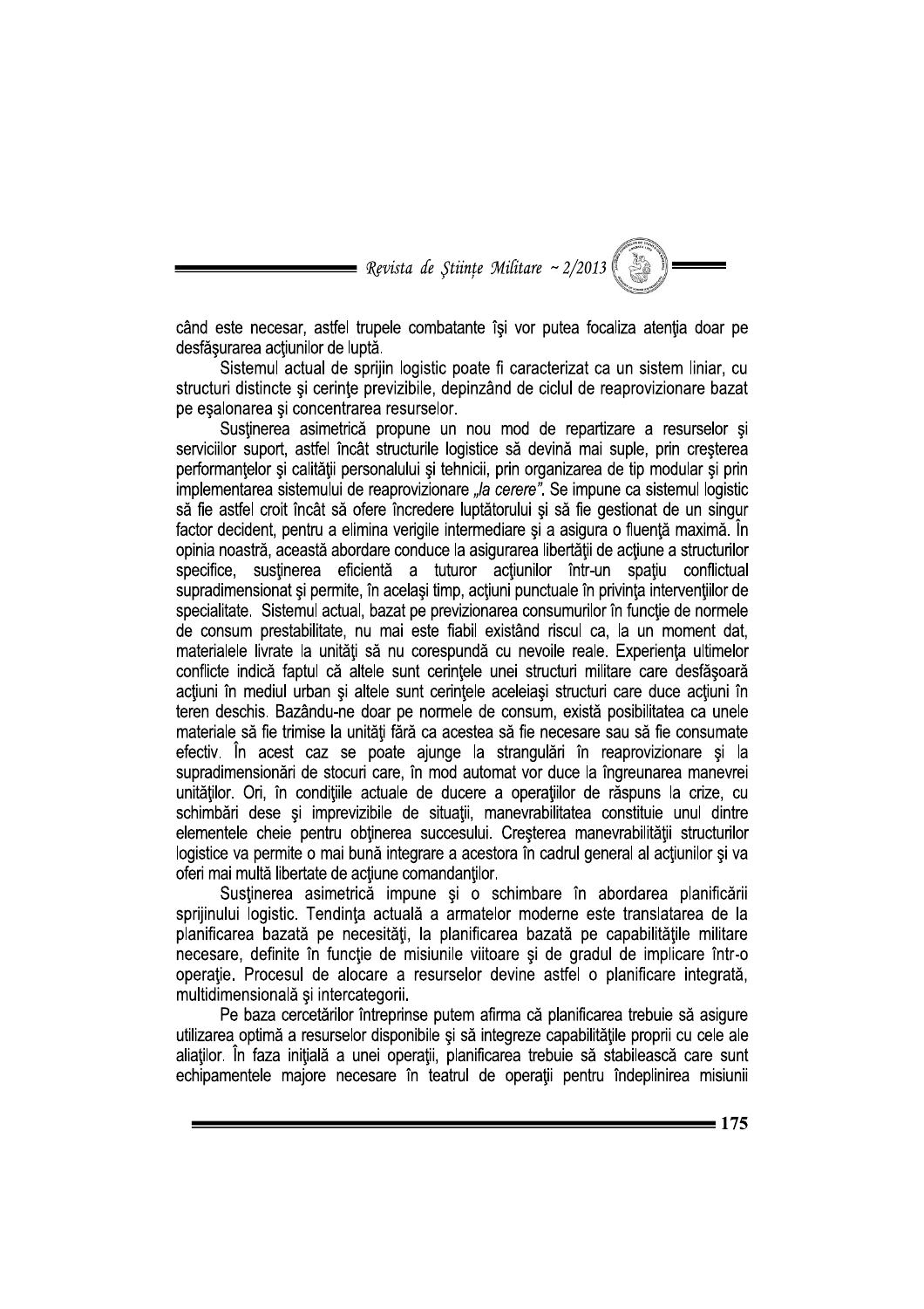când este necesar, astfel trupele combatante își vor putea focaliza atenția doar pe desfășurarea acțiunilor de luptă.

Sistemul actual de sprijin logistic poate fi caracterizat ca un sistem liniar, cu structuri distincte și cerințe previzibile, depinzând de ciclul de reaprovizionare bazat pe eșalonarea și concentrarea resurselor.

Susținerea asimetrică propune un nou mod de repartizare a resurselor și serviciilor suport, astfel încât structurile logistice să devină mai suple, prin creșterea performanțelor și calității personalului și tehnicii, prin organizarea de tip modular și prin implementarea sistemului de reaprovizionare *„la cerere"*. Se impune ca sistemul logistic să fie astfel croit încât să ofere încredere luptătorului și să fie gestionat de un singur factor decident, pentru a elimina verigile intermediare și a asigura o fluență maximă. În opinia noastră, această abordare conduce la asigurarea libertății de acțiune a structurilor specifice, susținerea eficientă a tuturor acțiunilor într-un spațiu conflictual supradimensionat și permite, în același timp, acțiuni punctuale în privința intervențiilor de specialitate. Sistemul actual, bazat pe previzionarea consumurilor în funcție de normele de consum prestabilitate, nu mai este fiabil existând riscul ca, la un moment dat, materialele livrate la unități să nu corespundă cu nevoile reale. Experiența ultimelor conflicte indică faptul că altele sunt cerințele unei structuri militare care desfășoară acțiuni în mediul urban și altele sunt cerințele aceleiași structuri care duce acțiuni în teren deschis. Bazându-ne doar pe normele de consum, există posibilitatea ca unele materiale să fie trimise la unități fără ca acestea să fie necesare sau să fie consumate efectiv. În acest caz se poate ajunge la strangulări în reaprovizionare și la supradimensionări de stocuri care, în mod automat vor duce la îngreunarea manevrei unităților. Ori, în condițiile actuale de ducere a operațiilor de răspuns la crize, cu schimbări dese și imprevizibile de situații, manevrabilitatea constituie unul dintre elementele cheie pentru obținerea succesului. Creșterea manevrabilității structurilor logistice va permite o mai bună integrare a acestora în cadrul general al acțiunilor și va oferi mai multă libertate de acțiune comandanților.

Susținerea asimetrică impune și o schimbare în abordarea planificării sprijinului logistic. Tendința actuală a armatelor moderne este translatarea de la planificarea bazată pe necesități, la planificarea bazată pe capabilitățile militare necesare, definite în funcție de misiunile viitoare și de gradul de implicare într-o operație. Procesul de alocare a resurselor devine astfel o planificare integrată, multidimensională și intercategorii.

Pe baza cercetărilor întreprinse putem afirma că planificarea trebuie să asigure utilizarea optimă a resurselor disponibile și să integreze capabilitățile proprii cu cele ale aliaților. În faza inițială a unei operații, planificarea trebuie să stabilească care sunt echipamentele majore necesare în teatrul de operații pentru îndeplinirea misiunii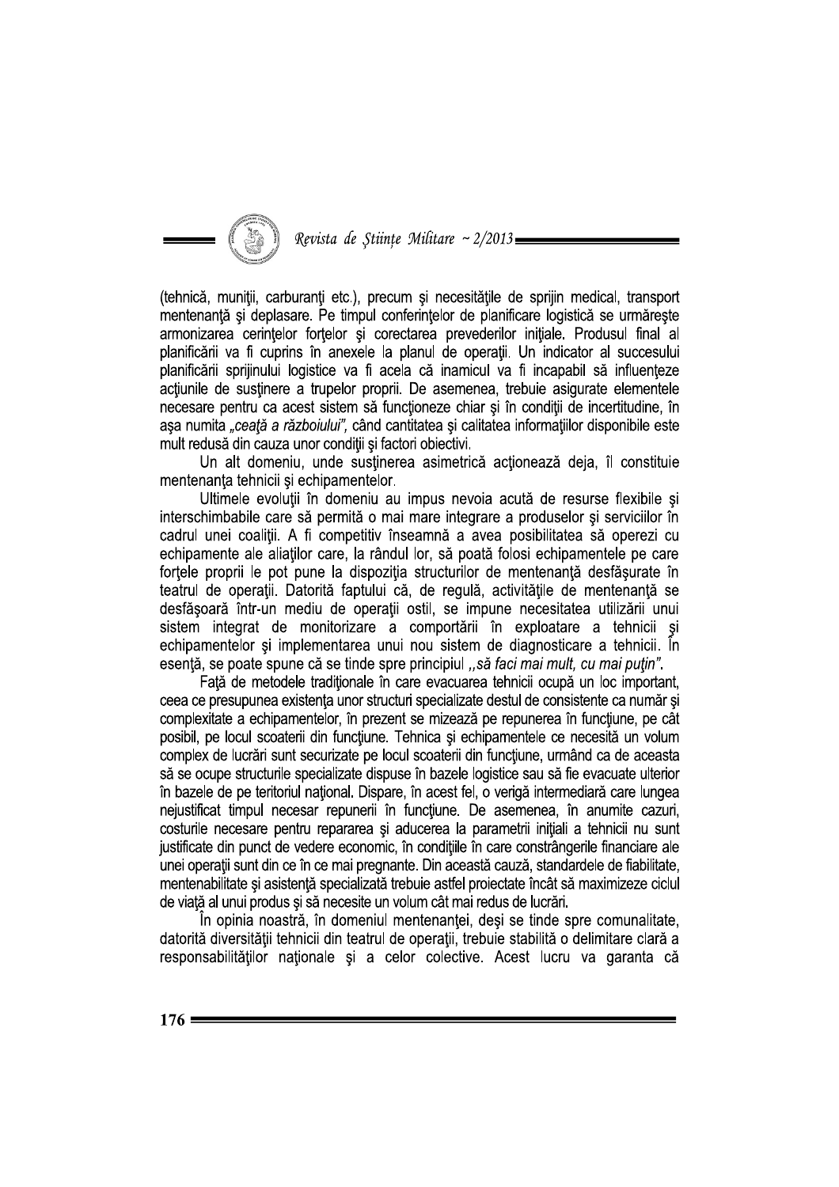(tehnică, muniţii, carburanţi etc.), precum şi necesităţile de sprijin medical, transport mentenanţă şi deplasare. Pe timpul conferinţelor de planificare logistică se urmăreşte armonizarea cerinţelor forţelor şi corectarea prevederilor iniţiale. Produsul final al planificării va fi cuprins în anexele la planul de operaţii. Un indicator al succesului planificării sprijinului logistice va fi acela că inamicul va fi incapabil să influenţeze acţiunile de susţinere a trupelor proprii. De asemenea, trebuie asigurate elementele necesare pentru ca acest sistem să funcţioneze chiar şi în condiţii de incertitudine, în aşa numita *„ceaţă a războiului",* când cantitatea şi calitatea informaţiilor disponibile este mult redusă din cauza unor condiţii şi factori obiectivi.

Un alt domeniu, unde susţinerea asimetrică acţionează deja, îl constituie mentenanţa tehnicii şi echipamentelor.

Ultimele evoluţii în domeniu au impus nevoia acută de resurse flexibile şi interschimbabile care să permită o mai mare integrare a produselor şi serviciilor în cadrul unei coaliţii. A fi competitiv înseamnă a avea posibilitatea să operezi cu echipamente ale aliaţilor care, la rândul lor, să poată folosi echipamentele pe care forţele proprii le pot pune la dispoziţia structurilor de mentenanţă desfăşurate în teatrul de operaţii. Datorită faptului că, de regulă, activităţile de mentenanţă se desfăşoară într-un mediu de operaţii ostil, se impune necesitatea utilizării unui sistem integrat de monitorizare a comportării în exploatare a tehnicii şi echipamentelor şi implementarea unui nou sistem de diagnosticare a tehnicii. În esenţă, se poate spune că se tinde spre principiul *„să faci mai mult, cu mai puţin".*

Faţă de metodele tradiţionale în care evacuarea tehnicii ocupă un loc important, ceea ce presupunea existenţa unor structuri specializate destul de consistente ca număr şi complexitate a echipamentelor, în prezent se mizează pe repunerea în funcţiune, pe cât posibil, pe locul scoaterii din funcţiune. Tehnica şi echipamentele ce necesită un volum complex de lucrări sunt securizate pe locul scoaterii din funcţiune, urmând ca de aceasta să se ocupe structurile specializate dispuse în bazele logistice sau să fie evacuate ulterior în bazele de pe teritoriul naţional. Dispare, în acest fel, o verigă intermediară care lungea nejustificat timpul necesar repunerii în funcţiune. De asemenea, în anumite cazuri, costurile necesare pentru repararea şi aducerea la parametrii iniţiali a tehnicii nu sunt justificate din punct de vedere economic, în condiţiile în care constrângerile financiare ale unei operaţii sunt din ce în ce mai pregnante. Din această cauză, standardele de fiabilitate, mentenabilitate şi asistenţă specializată trebuie astfel proiectate încât să maximizeze ciclul de viaţă al unui produs şi să necesite un volum cât mai redus de lucrări.

În opinia noastră, în domeniul mentenanţei, deşi se tinde spre comunalitate, datorită diversităţii tehnicii din teatrul de operaţii, trebuie stabilită o delimitare clară a responsabilităţilor naţionale şi a celor colective. Acest lucru va garanta că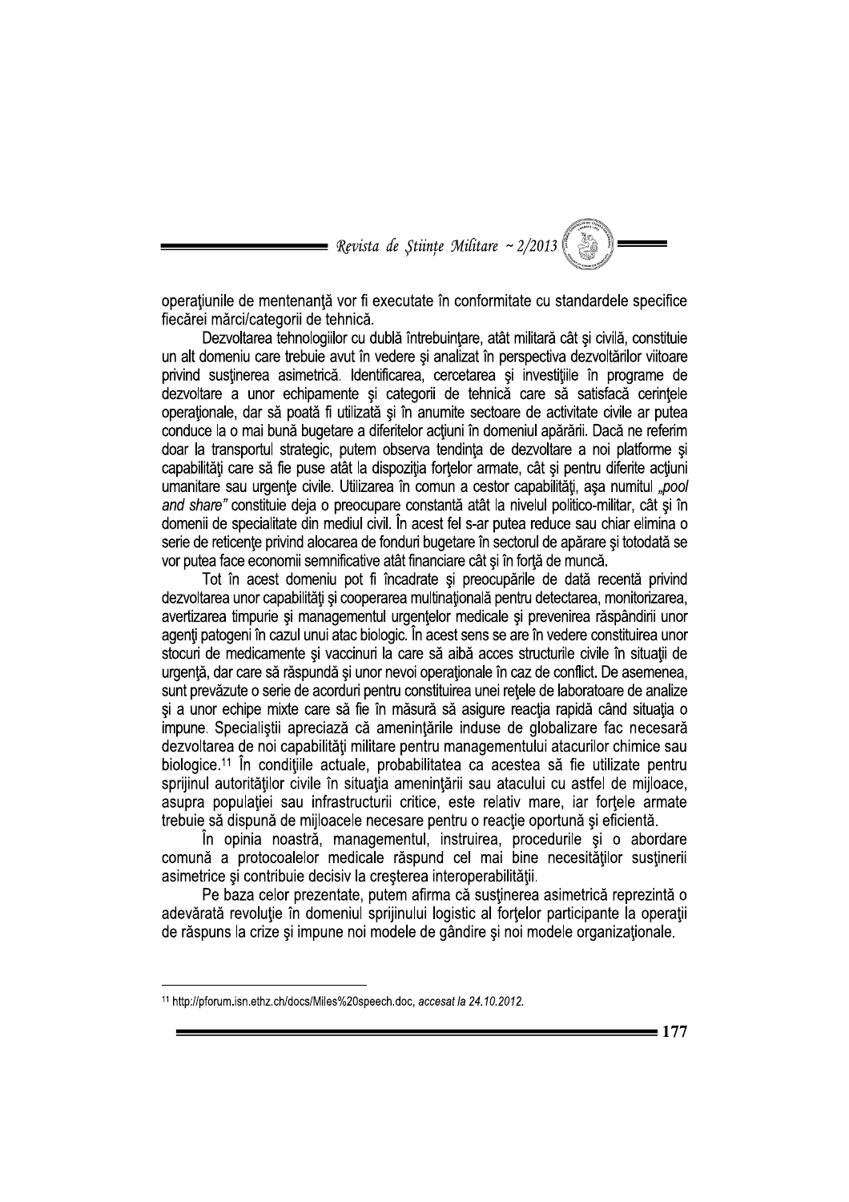operaţiunile de mentenanţă vor fi executate în conformitate cu standardele specifice fiecărei mărci/categorii de tehnică.

Dezvoltarea tehnologiilor cu dublă întrebuinţare, atât militară cât şi civilă, constituie un alt domeniu care trebuie avut în vedere şi analizat în perspectiva dezvoltărilor viitoare privind susţinerea asimetrică. Identificarea, cercetarea şi investiţiile în programe de dezvoltare a unor echipamente şi categorii de tehnică care să satisfacă cerinţele operaţionale, dar să poată fi utilizată şi în anumite sectoare de activitate civile ar putea conduce la o mai bună bugetare a diferitelor acţiuni în domeniul apărării. Dacă ne referim doar la transportul strategic, putem observa tendinţa de dezvoltare a noi platforme şi capabilităţi care să fie puse atât la dispoziţia forţelor armate, cât şi pentru diferite acţiuni umanitare sau urgenţe civile. Utilizarea în comun a cestor capabilităţi, aşa numitul *„pool and share"* constituie deja o preocupare constantă atât la nivelul politico-militar, cât şi în domenii de specialitate din mediul civil. În acest fel s-ar putea reduce sau chiar elimina o serie de reticenţe privind alocarea de fonduri bugetare în sectorul de apărare şi totodată se vor putea face economii semnificative atât financiare cât şi în forţă de muncă.

Tot în acest domeniu pot fi încadrate şi preocupările de dată recentă privind dezvoltarea unor capabilităţi şi cooperarea multinaţională pentru detectarea, monitorizarea, avertizarea timpurie şi managementul urgenţelor medicale şi prevenirea răspândirii unor agenţi patogeni în cazul unui atac biologic. În acest sens se are în vedere constituirea unor stocuri de medicamente şi vaccinuri la care să aibă acces structurile civile în situaţii de urgenţă, dar care să răspundă şi unor nevoi operaţionale în caz de conflict. De asemenea, sunt prevăzute o serie de acorduri pentru constituirea unei reţele de laboratoare de analize şi a unor echipe mixte care să fie în măsură să asigure reacţia rapidă când situaţia o impune. Specialiştii apreciază că ameninţările induse de globalizare fac necesară dezvoltarea de noi capabilităţi militare pentru managementului atacurilor chimice sau biologice.[11] În condiţiile actuale, probabilitatea ca acestea să fie utilizate pentru sprijinul autorităţilor civile în situaţia ameninţării sau atacului cu astfel de mijloace, asupra populaţiei sau infrastructurii critice, este relativ mare, iar forţele armate trebuie să dispună de mijloacele necesare pentru o reacţie oportună şi eficientă.

În opinia noastră, managementul, instruirea, procedurile şi o abordare comună a protocoalelor medicale răspund cel mai bine necesităţilor susţinerii asimetrice şi contribuie decisiv la creşterea interoperabilităţii.

Pe baza celor prezentate, putem afirma că susţinerea asimetrică reprezintă o adevărată revoluţie în domeniul sprijinului logistic al forţelor participante la operaţii de răspuns la crize şi impune noi modele de gândire şi noi modele organizaţionale.

---

[11] http://pforum.isn.ethz.ch/docs/Miles%20speech.doc, *accesat la 24.10.2012.*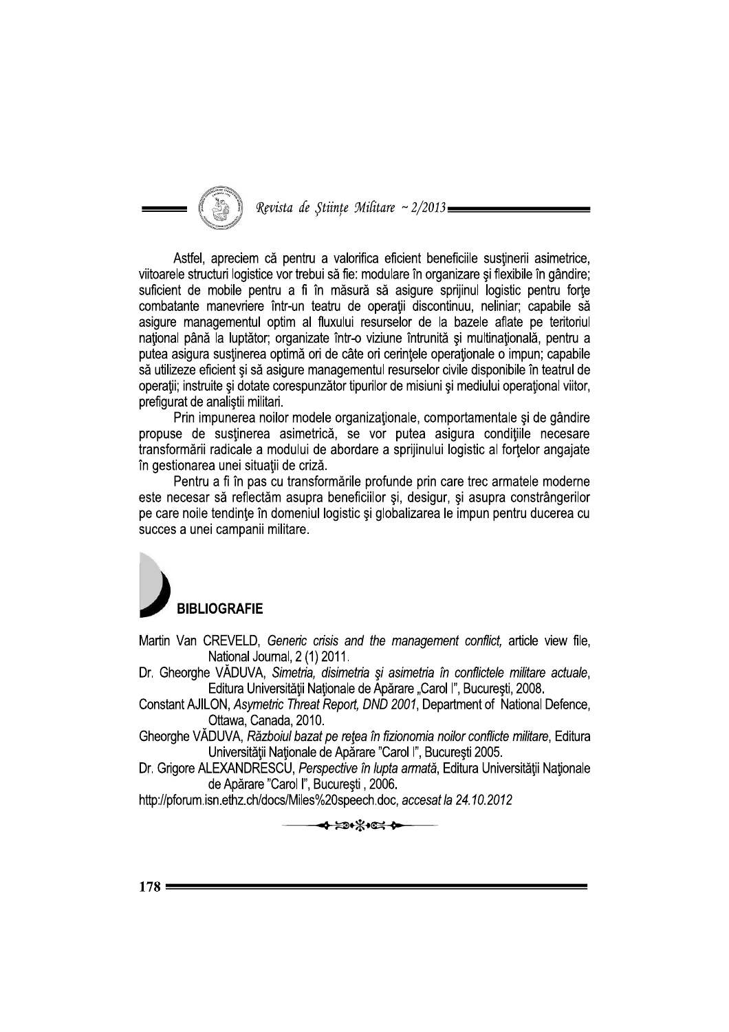Astfel, apreciem că pentru a valorifica eficient beneficiile susţinerii asimetrice, viitoarele structuri logistice vor trebui să fie: modulare în organizare şi flexibile în gândire; suficient de mobile pentru a fi în măsură să asigure sprijinul logistic pentru forţe combatante manevriere într-un teatru de operaţii discontinuu, neliniar; capabile să asigure managementul optim al fluxului resurselor de la bazele aflate pe teritoriul naţional până la luptător; organizate într-o viziune întrunită şi multinaţională, pentru a putea asigura susţinerea optimă ori de câte ori cerinţele operaţionale o impun; capabile să utilizeze eficient şi să asigure managementul resurselor civile disponibile în teatrul de operaţii; instruite şi dotate corespunzător tipurilor de misiuni şi mediului operaţional viitor, prefigurat de analiştii militari.

Prin impunerea noilor modele organizaţionale, comportamentale şi de gândire propuse de susţinerea asimetrică, se vor putea asigura condiţiile necesare transformării radicale a modului de abordare a sprijinului logistic al forţelor angajate în gestionarea unei situaţii de criză.

Pentru a fi în pas cu transformările profunde prin care trec armatele moderne este necesar să reflectăm asupra beneficiilor şi, desigur, şi asupra constrângerilor pe care noile tendinţe în domeniul logistic şi globalizarea le impun pentru ducerea cu succes a unei campanii militare.

## BIBLIOGRAFIE

Martin Van CREVELD, *Generic crisis and the management conflict,* article view file, National Journal, 2 (1) 2011.

Dr. Gheorghe VĂDUVA, *Simetria, disimetria şi asimetria în conflictele militare actuale*, Editura Universităţii Naţionale de Apărare „Carol I", Bucureşti, 2008.

Constant AJILON, *Asymetric Threat Report, DND 2001*, Department of National Defence, Ottawa, Canada, 2010.

Gheorghe VĂDUVA, *Războiul bazat pe reţea în fizionomia noilor conflicte militare*, Editura Universităţii Naţionale de Apărare "Carol I", Bucureşti 2005.

Dr. Grigore ALEXANDRESCU, *Perspective în lupta armată*, Editura Universităţii Naţionale de Apărare "Carol I", Bucureşti , 2006.

http://pforum.isn.ethz.ch/docs/Miles%20speech.doc, *accesat la 24.10.2012*